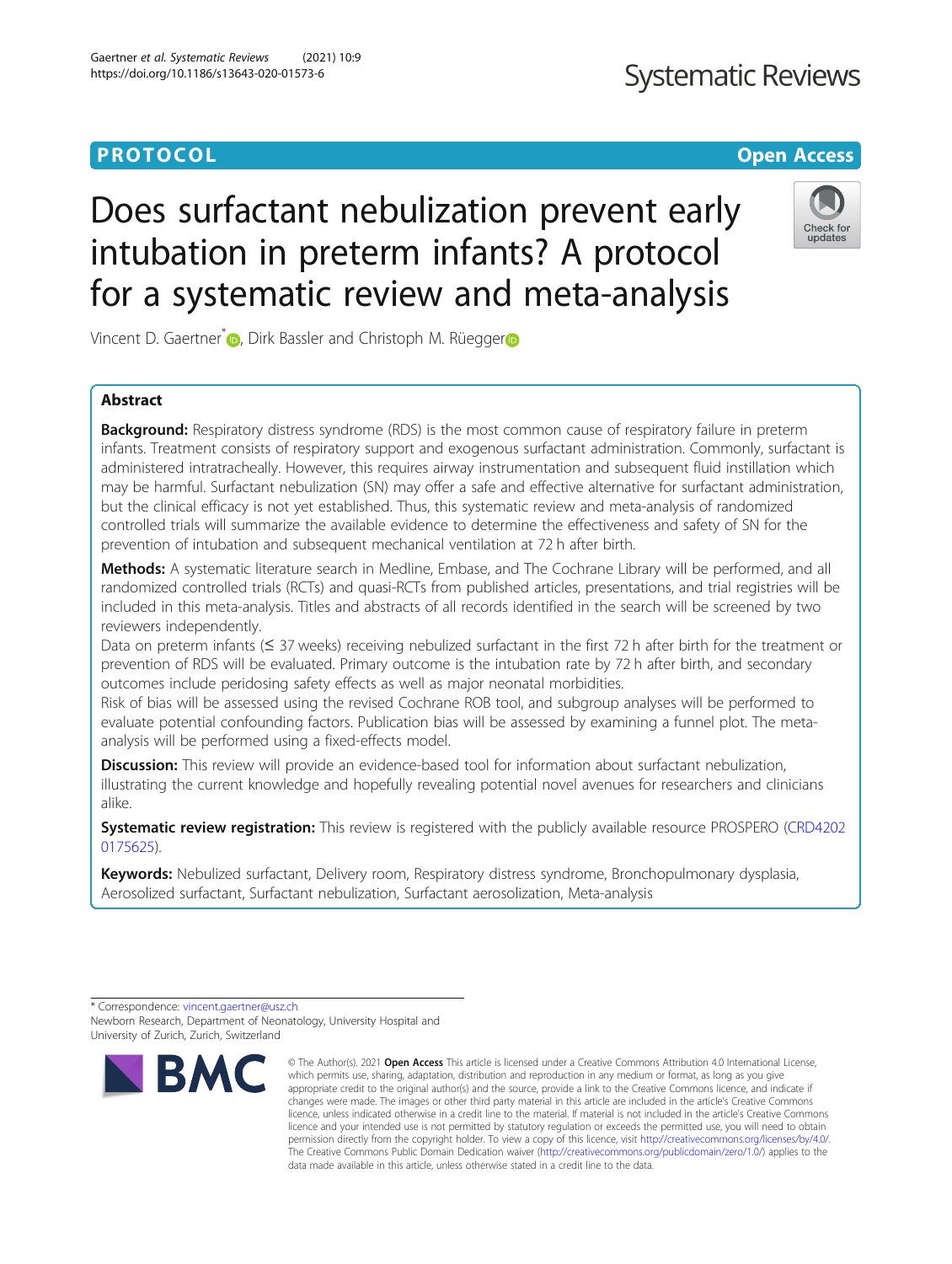**PROTOCOL** **Open Access**

# Does surfactant nebulization prevent early intubation in preterm infants? A protocol for a systematic review and meta-analysis

Vincent D. Gaertner*, Dirk Bassler and Christoph M. Rüegger

## Abstract

**Background:** Respiratory distress syndrome (RDS) is the most common cause of respiratory failure in preterm infants. Treatment consists of respiratory support and exogenous surfactant administration. Commonly, surfactant is administered intratracheally. However, this requires airway instrumentation and subsequent fluid instillation which may be harmful. Surfactant nebulization (SN) may offer a safe and effective alternative for surfactant administration, but the clinical efficacy is not yet established. Thus, this systematic review and meta-analysis of randomized controlled trials will summarize the available evidence to determine the effectiveness and safety of SN for the prevention of intubation and subsequent mechanical ventilation at 72 h after birth.

**Methods:** A systematic literature search in Medline, Embase, and The Cochrane Library will be performed, and all randomized controlled trials (RCTs) and quasi-RCTs from published articles, presentations, and trial registries will be included in this meta-analysis. Titles and abstracts of all records identified in the search will be screened by two reviewers independently.

Data on preterm infants (≤ 37 weeks) receiving nebulized surfactant in the first 72 h after birth for the treatment or prevention of RDS will be evaluated. Primary outcome is the intubation rate by 72 h after birth, and secondary outcomes include peridosing safety effects as well as major neonatal morbidities.

Risk of bias will be assessed using the revised Cochrane ROB tool, and subgroup analyses will be performed to evaluate potential confounding factors. Publication bias will be assessed by examining a funnel plot. The meta-analysis will be performed using a fixed-effects model.

**Discussion:** This review will provide an evidence-based tool for information about surfactant nebulization, illustrating the current knowledge and hopefully revealing potential novel avenues for researchers and clinicians alike.

**Systematic review registration:** This review is registered with the publicly available resource PROSPERO (CRD42020175625).

**Keywords:** Nebulized surfactant, Delivery room, Respiratory distress syndrome, Bronchopulmonary dysplasia, Aerosolized surfactant, Surfactant nebulization, Surfactant aerosolization, Meta-analysis

---

* Correspondence: vincent.gaertner@usz.ch
Newborn Research, Department of Neonatology, University Hospital and University of Zurich, Zurich, Switzerland

© The Author(s). 2021 **Open Access** This article is licensed under a Creative Commons Attribution 4.0 International License, which permits use, sharing, adaptation, distribution and reproduction in any medium or format, as long as you give appropriate credit to the original author(s) and the source, provide a link to the Creative Commons licence, and indicate if changes were made. The images or other third party material in this article are included in the article's Creative Commons licence, unless indicated otherwise in a credit line to the material. If material is not included in the article's Creative Commons licence and your intended use is not permitted by statutory regulation or exceeds the permitted use, you will need to obtain permission directly from the copyright holder. To view a copy of this licence, visit http://creativecommons.org/licenses/by/4.0/. The Creative Commons Public Domain Dedication waiver (http://creativecommons.org/publicdomain/zero/1.0/) applies to the data made available in this article, unless otherwise stated in a credit line to the data.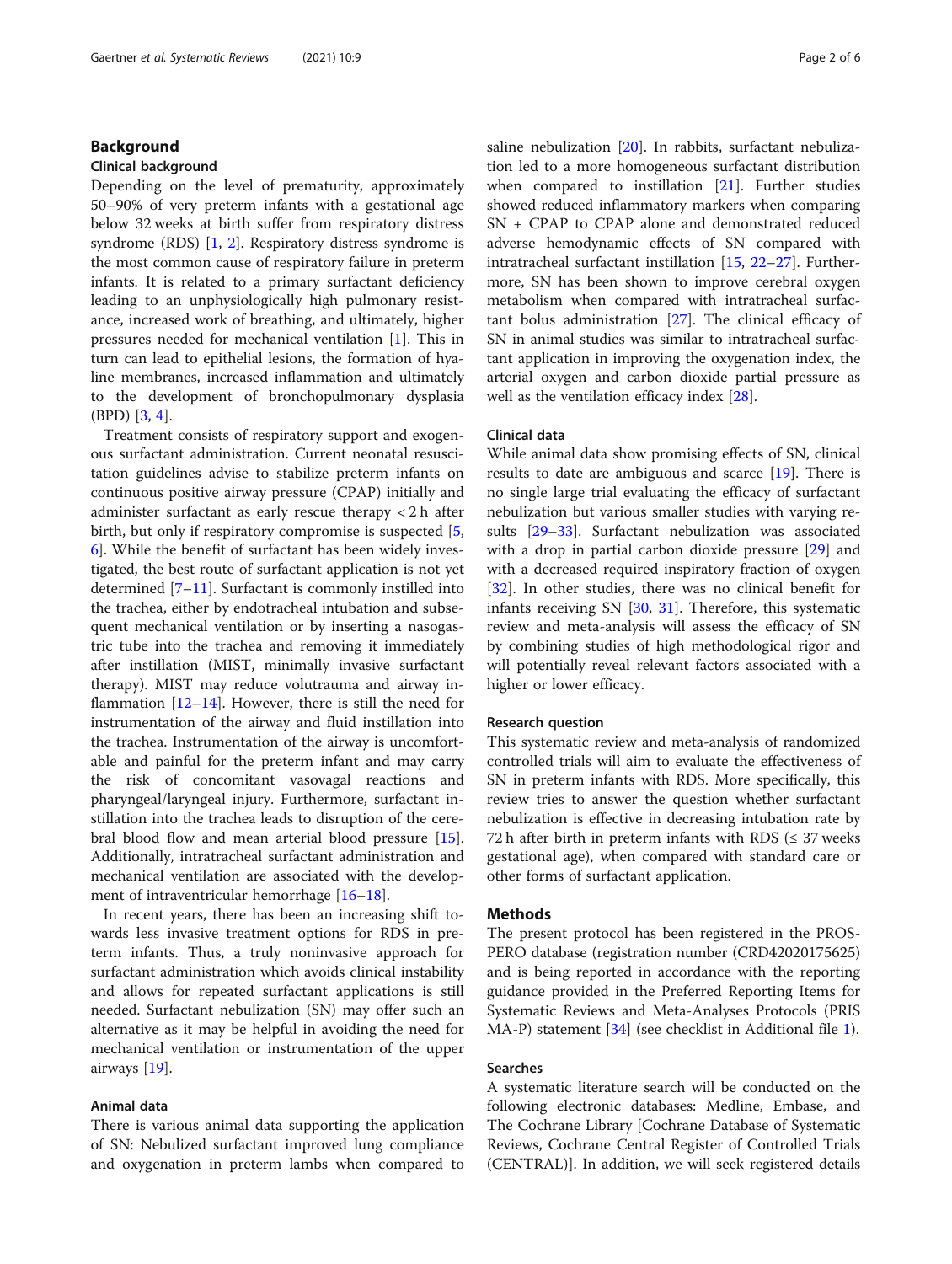## Background

### Clinical background

Depending on the level of prematurity, approximately 50–90% of very preterm infants with a gestational age below 32 weeks at birth suffer from respiratory distress syndrome (RDS) [1, 2]. Respiratory distress syndrome is the most common cause of respiratory failure in preterm infants. It is related to a primary surfactant deficiency leading to an unphysiologically high pulmonary resistance, increased work of breathing, and ultimately, higher pressures needed for mechanical ventilation [1]. This in turn can lead to epithelial lesions, the formation of hyaline membranes, increased inflammation and ultimately to the development of bronchopulmonary dysplasia (BPD) [3, 4].

Treatment consists of respiratory support and exogenous surfactant administration. Current neonatal resuscitation guidelines advise to stabilize preterm infants on continuous positive airway pressure (CPAP) initially and administer surfactant as early rescue therapy < 2 h after birth, but only if respiratory compromise is suspected [5, 6]. While the benefit of surfactant has been widely investigated, the best route of surfactant application is not yet determined [7–11]. Surfactant is commonly instilled into the trachea, either by endotracheal intubation and subsequent mechanical ventilation or by inserting a nasogastric tube into the trachea and removing it immediately after instillation (MIST, minimally invasive surfactant therapy). MIST may reduce volutrauma and airway inflammation [12–14]. However, there is still the need for instrumentation of the airway and fluid instillation into the trachea. Instrumentation of the airway is uncomfortable and painful for the preterm infant and may carry the risk of concomitant vasovagal reactions and pharyngeal/laryngeal injury. Furthermore, surfactant instillation into the trachea leads to disruption of the cerebral blood flow and mean arterial blood pressure [15]. Additionally, intratracheal surfactant administration and mechanical ventilation are associated with the development of intraventricular hemorrhage [16–18].

In recent years, there has been an increasing shift towards less invasive treatment options for RDS in preterm infants. Thus, a truly noninvasive approach for surfactant administration which avoids clinical instability and allows for repeated surfactant applications is still needed. Surfactant nebulization (SN) may offer such an alternative as it may be helpful in avoiding the need for mechanical ventilation or instrumentation of the upper airways [19].

### Animal data

There is various animal data supporting the application of SN: Nebulized surfactant improved lung compliance and oxygenation in preterm lambs when compared to saline nebulization [20]. In rabbits, surfactant nebulization led to a more homogeneous surfactant distribution when compared to instillation [21]. Further studies showed reduced inflammatory markers when comparing SN + CPAP to CPAP alone and demonstrated reduced adverse hemodynamic effects of SN compared with intratracheal surfactant instillation [15, 22–27]. Furthermore, SN has been shown to improve cerebral oxygen metabolism when compared with intratracheal surfactant bolus administration [27]. The clinical efficacy of SN in animal studies was similar to intratracheal surfactant application in improving the oxygenation index, the arterial oxygen and carbon dioxide partial pressure as well as the ventilation efficacy index [28].

### Clinical data

While animal data show promising effects of SN, clinical results to date are ambiguous and scarce [19]. There is no single large trial evaluating the efficacy of surfactant nebulization but various smaller studies with varying results [29–33]. Surfactant nebulization was associated with a drop in partial carbon dioxide pressure [29] and with a decreased required inspiratory fraction of oxygen [32]. In other studies, there was no clinical benefit for infants receiving SN [30, 31]. Therefore, this systematic review and meta-analysis will assess the efficacy of SN by combining studies of high methodological rigor and will potentially reveal relevant factors associated with a higher or lower efficacy.

### Research question

This systematic review and meta-analysis of randomized controlled trials will aim to evaluate the effectiveness of SN in preterm infants with RDS. More specifically, this review tries to answer the question whether surfactant nebulization is effective in decreasing intubation rate by 72 h after birth in preterm infants with RDS (≤ 37 weeks gestational age), when compared with standard care or other forms of surfactant application.

## Methods

The present protocol has been registered in the PROSPERO database (registration number (CRD42020175625) and is being reported in accordance with the reporting guidance provided in the Preferred Reporting Items for Systematic Reviews and Meta-Analyses Protocols (PRISMA-P) statement [34] (see checklist in Additional file 1).

### Searches

A systematic literature search will be conducted on the following electronic databases: Medline, Embase, and The Cochrane Library [Cochrane Database of Systematic Reviews, Cochrane Central Register of Controlled Trials (CENTRAL)]. In addition, we will seek registered details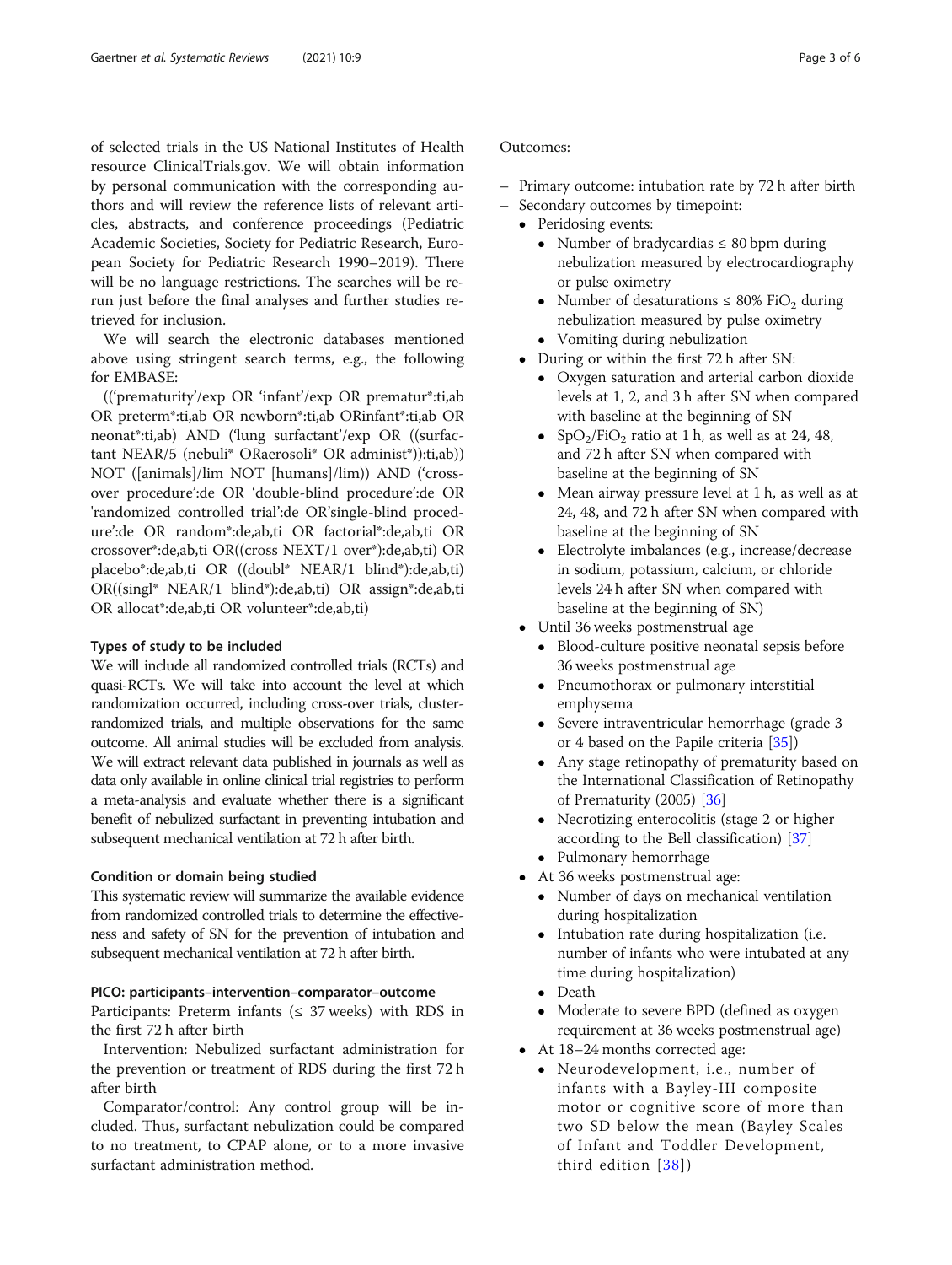of selected trials in the US National Institutes of Health resource ClinicalTrials.gov. We will obtain information by personal communication with the corresponding authors and will review the reference lists of relevant articles, abstracts, and conference proceedings (Pediatric Academic Societies, Society for Pediatric Research, European Society for Pediatric Research 1990–2019). There will be no language restrictions. The searches will be rerun just before the final analyses and further studies retrieved for inclusion.

We will search the electronic databases mentioned above using stringent search terms, e.g., the following for EMBASE:

(('prematurity'/exp OR 'infant'/exp OR prematur*:ti,ab OR preterm*:ti,ab OR newborn*:ti,ab ORinfant*:ti,ab OR neonat*:ti,ab) AND ('lung surfactant'/exp OR ((surfactant NEAR/5 (nebuli* ORaerosoli* OR administ*)):ti,ab)) NOT ([animals]/lim NOT [humans]/lim)) AND ('crossover procedure':de OR 'double-blind procedure':de OR 'randomized controlled trial':de OR'single-blind procedure':de OR random*:de,ab,ti OR factorial*:de,ab,ti OR crossover*:de,ab,ti OR((cross NEXT/1 over*):de,ab,ti) OR placebo*:de,ab,ti OR ((doubl* NEAR/1 blind*):de,ab,ti) OR((singl* NEAR/1 blind*):de,ab,ti) OR assign*:de,ab,ti OR allocat*:de,ab,ti OR volunteer*:de,ab,ti)

### Types of study to be included

We will include all randomized controlled trials (RCTs) and quasi-RCTs. We will take into account the level at which randomization occurred, including cross-over trials, cluster-randomized trials, and multiple observations for the same outcome. All animal studies will be excluded from analysis. We will extract relevant data published in journals as well as data only available in online clinical trial registries to perform a meta-analysis and evaluate whether there is a significant benefit of nebulized surfactant in preventing intubation and subsequent mechanical ventilation at 72 h after birth.

### Condition or domain being studied

This systematic review will summarize the available evidence from randomized controlled trials to determine the effectiveness and safety of SN for the prevention of intubation and subsequent mechanical ventilation at 72 h after birth.

### PICO: participants–intervention–comparator–outcome

Participants: Preterm infants (≤ 37 weeks) with RDS in the first 72 h after birth

Intervention: Nebulized surfactant administration for the prevention or treatment of RDS during the first 72 h after birth

Comparator/control: Any control group will be included. Thus, surfactant nebulization could be compared to no treatment, to CPAP alone, or to a more invasive surfactant administration method.

Outcomes:

- Primary outcome: intubation rate by 72 h after birth
- Secondary outcomes by timepoint:
  - Peridosing events:
    - Number of bradycardias ≤ 80 bpm during nebulization measured by electrocardiography or pulse oximetry
    - Number of desaturations ≤ 80% $FiO_2$ during nebulization measured by pulse oximetry
    - Vomiting during nebulization
  - During or within the first 72 h after SN:
    - Oxygen saturation and arterial carbon dioxide levels at 1, 2, and 3 h after SN when compared with baseline at the beginning of SN
    - $SpO_2/FiO_2$ ratio at 1 h, as well as at 24, 48, and 72 h after SN when compared with baseline at the beginning of SN
    - Mean airway pressure level at 1 h, as well as at 24, 48, and 72 h after SN when compared with baseline at the beginning of SN
    - Electrolyte imbalances (e.g., increase/decrease in sodium, potassium, calcium, or chloride levels 24 h after SN when compared with baseline at the beginning of SN)
  - Until 36 weeks postmenstrual age
    - Blood-culture positive neonatal sepsis before 36 weeks postmenstrual age
    - Pneumothorax or pulmonary interstitial emphysema
    - Severe intraventricular hemorrhage (grade 3 or 4 based on the Papile criteria [35])
    - Any stage retinopathy of prematurity based on the International Classification of Retinopathy of Prematurity (2005) [36]
    - Necrotizing enterocolitis (stage 2 or higher according to the Bell classification) [37]
    - Pulmonary hemorrhage
  - At 36 weeks postmenstrual age:
    - Number of days on mechanical ventilation during hospitalization
    - Intubation rate during hospitalization (i.e. number of infants who were intubated at any time during hospitalization)
    - Death
    - Moderate to severe BPD (defined as oxygen requirement at 36 weeks postmenstrual age)
  - At 18–24 months corrected age:
    - Neurodevelopment, i.e., number of infants with a Bayley-III composite motor or cognitive score of more than two SD below the mean (Bayley Scales of Infant and Toddler Development, third edition [38])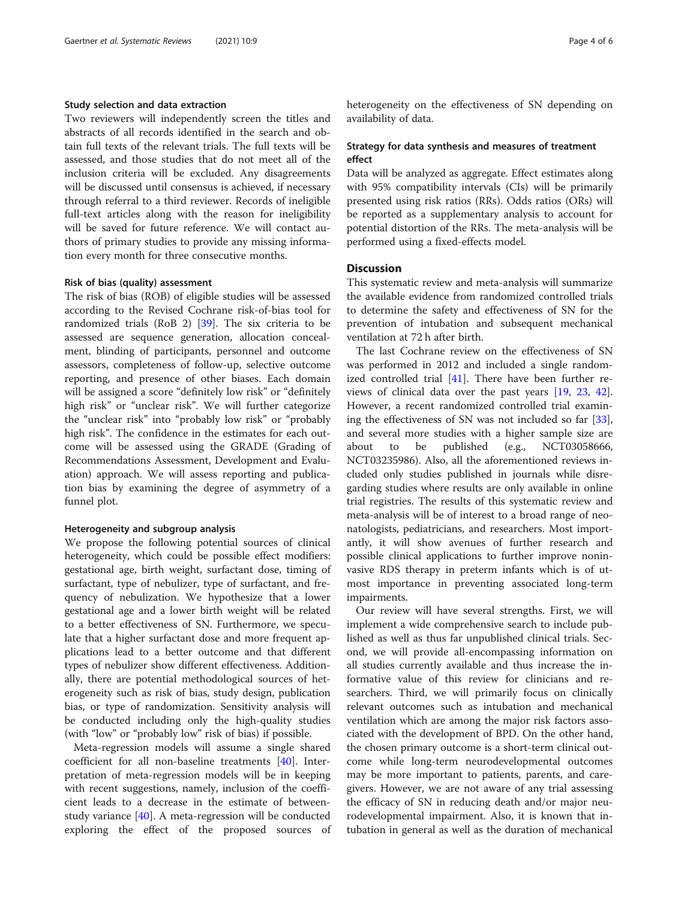### Study selection and data extraction

Two reviewers will independently screen the titles and abstracts of all records identified in the search and obtain full texts of the relevant trials. The full texts will be assessed, and those studies that do not meet all of the inclusion criteria will be excluded. Any disagreements will be discussed until consensus is achieved, if necessary through referral to a third reviewer. Records of ineligible full-text articles along with the reason for ineligibility will be saved for future reference. We will contact authors of primary studies to provide any missing information every month for three consecutive months.

### Risk of bias (quality) assessment

The risk of bias (ROB) of eligible studies will be assessed according to the Revised Cochrane risk-of-bias tool for randomized trials (RoB 2) [39]. The six criteria to be assessed are sequence generation, allocation concealment, blinding of participants, personnel and outcome assessors, completeness of follow-up, selective outcome reporting, and presence of other biases. Each domain will be assigned a score "definitely low risk" or "definitely high risk" or "unclear risk". We will further categorize the "unclear risk" into "probably low risk" or "probably high risk". The confidence in the estimates for each outcome will be assessed using the GRADE (Grading of Recommendations Assessment, Development and Evaluation) approach. We will assess reporting and publication bias by examining the degree of asymmetry of a funnel plot.

### Heterogeneity and subgroup analysis

We propose the following potential sources of clinical heterogeneity, which could be possible effect modifiers: gestational age, birth weight, surfactant dose, timing of surfactant, type of nebulizer, type of surfactant, and frequency of nebulization. We hypothesize that a lower gestational age and a lower birth weight will be related to a better effectiveness of SN. Furthermore, we speculate that a higher surfactant dose and more frequent applications lead to a better outcome and that different types of nebulizer show different effectiveness. Additionally, there are potential methodological sources of heterogeneity such as risk of bias, study design, publication bias, or type of randomization. Sensitivity analysis will be conducted including only the high-quality studies (with "low" or "probably low" risk of bias) if possible.

Meta-regression models will assume a single shared coefficient for all non-baseline treatments [40]. Interpretation of meta-regression models will be in keeping with recent suggestions, namely, inclusion of the coefficient leads to a decrease in the estimate of between-study variance [40]. A meta-regression will be conducted exploring the effect of the proposed sources of heterogeneity on the effectiveness of SN depending on availability of data.

### Strategy for data synthesis and measures of treatment effect

Data will be analyzed as aggregate. Effect estimates along with 95% compatibility intervals (CIs) will be primarily presented using risk ratios (RRs). Odds ratios (ORs) will be reported as a supplementary analysis to account for potential distortion of the RRs. The meta-analysis will be performed using a fixed-effects model.

## Discussion

This systematic review and meta-analysis will summarize the available evidence from randomized controlled trials to determine the safety and effectiveness of SN for the prevention of intubation and subsequent mechanical ventilation at 72 h after birth.

The last Cochrane review on the effectiveness of SN was performed in 2012 and included a single randomized controlled trial [41]. There have been further reviews of clinical data over the past years [19, 23, 42]. However, a recent randomized controlled trial examining the effectiveness of SN was not included so far [33], and several more studies with a higher sample size are about to be published (e.g., NCT03058666, NCT03235986). Also, all the aforementioned reviews included only studies published in journals while disregarding studies where results are only available in online trial registries. The results of this systematic review and meta-analysis will be of interest to a broad range of neonatologists, pediatricians, and researchers. Most importantly, it will show avenues of further research and possible clinical applications to further improve noninvasive RDS therapy in preterm infants which is of utmost importance in preventing associated long-term impairments.

Our review will have several strengths. First, we will implement a wide comprehensive search to include published as well as thus far unpublished clinical trials. Second, we will provide all-encompassing information on all studies currently available and thus increase the informative value of this review for clinicians and researchers. Third, we will primarily focus on clinically relevant outcomes such as intubation and mechanical ventilation which are among the major risk factors associated with the development of BPD. On the other hand, the chosen primary outcome is a short-term clinical outcome while long-term neurodevelopmental outcomes may be more important to patients, parents, and caregivers. However, we are not aware of any trial assessing the efficacy of SN in reducing death and/or major neurodevelopmental impairment. Also, it is known that intubation in general as well as the duration of mechanical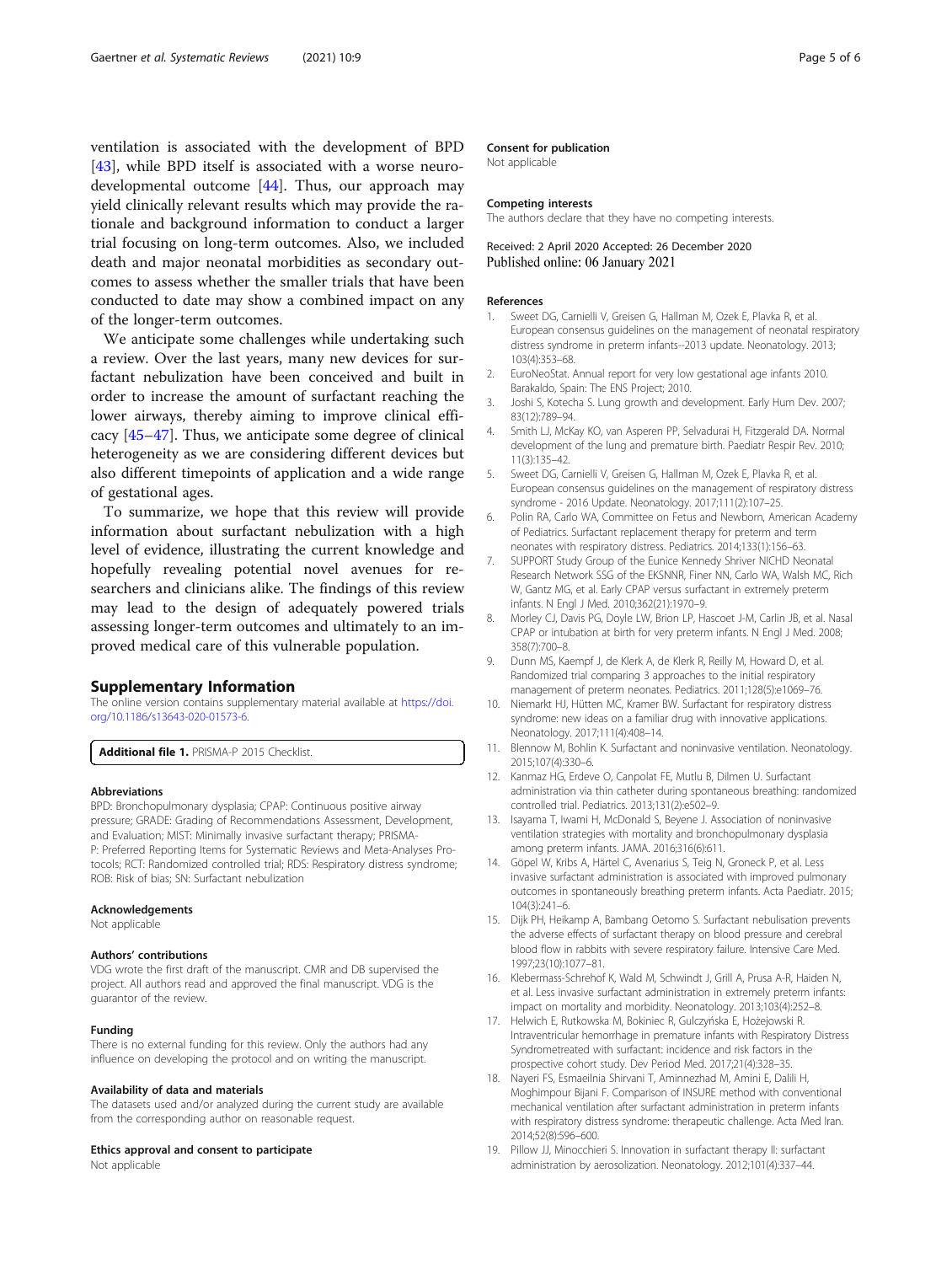ventilation is associated with the development of BPD [43], while BPD itself is associated with a worse neurodevelopmental outcome [44]. Thus, our approach may yield clinically relevant results which may provide the rationale and background information to conduct a larger trial focusing on long-term outcomes. Also, we included death and major neonatal morbidities as secondary outcomes to assess whether the smaller trials that have been conducted to date may show a combined impact on any of the longer-term outcomes.

We anticipate some challenges while undertaking such a review. Over the last years, many new devices for surfactant nebulization have been conceived and built in order to increase the amount of surfactant reaching the lower airways, thereby aiming to improve clinical efficacy [45–47]. Thus, we anticipate some degree of clinical heterogeneity as we are considering different devices but also different timepoints of application and a wide range of gestational ages.

To summarize, we hope that this review will provide information about surfactant nebulization with a high level of evidence, illustrating the current knowledge and hopefully revealing potential novel avenues for researchers and clinicians alike. The findings of this review may lead to the design of adequately powered trials assessing longer-term outcomes and ultimately to an improved medical care of this vulnerable population.

## Supplementary Information

The online version contains supplementary material available at https://doi.org/10.1186/s13643-020-01573-6.

**Additional file 1.** PRISMA-P 2015 Checklist.

#### Abbreviations

BPD: Bronchopulmonary dysplasia; CPAP: Continuous positive airway pressure; GRADE: Grading of Recommendations Assessment, Development, and Evaluation; MIST: Minimally invasive surfactant therapy; PRISMA-P: Preferred Reporting Items for Systematic Reviews and Meta-Analyses Protocols; RCT: Randomized controlled trial; RDS: Respiratory distress syndrome; ROB: Risk of bias; SN: Surfactant nebulization

#### Acknowledgements

Not applicable

#### Authors' contributions

VDG wrote the first draft of the manuscript. CMR and DB supervised the project. All authors read and approved the final manuscript. VDG is the guarantor of the review.

#### Funding

There is no external funding for this review. Only the authors had any influence on developing the protocol and on writing the manuscript.

#### Availability of data and materials

The datasets used and/or analyzed during the current study are available from the corresponding author on reasonable request.

#### Ethics approval and consent to participate

Not applicable

#### Consent for publication

Not applicable

#### Competing interests

The authors declare that they have no competing interests.

Received: 2 April 2020 Accepted: 26 December 2020
Published online: 06 January 2021

#### References

1. Sweet DG, Carnielli V, Greisen G, Hallman M, Ozek E, Plavka R, et al. European consensus guidelines on the management of neonatal respiratory distress syndrome in preterm infants--2013 update. Neonatology. 2013; 103(4):353–68.
2. EuroNeoStat. Annual report for very low gestational age infants 2010. Barakaldo, Spain: The ENS Project; 2010.
3. Joshi S, Kotecha S. Lung growth and development. Early Hum Dev. 2007; 83(12):789–94.
4. Smith LJ, McKay KO, van Asperen PP, Selvadurai H, Fitzgerald DA. Normal development of the lung and premature birth. Paediatr Respir Rev. 2010; 11(3):135–42.
5. Sweet DG, Carnielli V, Greisen G, Hallman M, Ozek E, Plavka R, et al. European consensus guidelines on the management of respiratory distress syndrome - 2016 Update. Neonatology. 2017;111(2):107–25.
6. Polin RA, Carlo WA, Committee on Fetus and Newborn, American Academy of Pediatrics. Surfactant replacement therapy for preterm and term neonates with respiratory distress. Pediatrics. 2014;133(1):156–63.
7. SUPPORT Study Group of the Eunice Kennedy Shriver NICHD Neonatal Research Network SSG of the EKSNNR, Finer NN, Carlo WA, Walsh MC, Rich W, Gantz MG, et al. Early CPAP versus surfactant in extremely preterm infants. N Engl J Med. 2010;362(21):1970–9.
8. Morley CJ, Davis PG, Doyle LW, Brion LP, Hascoet J-M, Carlin JB, et al. Nasal CPAP or intubation at birth for very preterm infants. N Engl J Med. 2008; 358(7):700–8.
9. Dunn MS, Kaempf J, de Klerk A, de Klerk R, Reilly M, Howard D, et al. Randomized trial comparing 3 approaches to the initial respiratory management of preterm neonates. Pediatrics. 2011;128(5):e1069–76.
10. Niemarkt HJ, Hütten MC, Kramer BW. Surfactant for respiratory distress syndrome: new ideas on a familiar drug with innovative applications. Neonatology. 2017;111(4):408–14.
11. Blennow M, Bohlin K. Surfactant and noninvasive ventilation. Neonatology. 2015;107(4):330–6.
12. Kanmaz HG, Erdeve O, Canpolat FE, Mutlu B, Dilmen U. Surfactant administration via thin catheter during spontaneous breathing: randomized controlled trial. Pediatrics. 2013;131(2):e502–9.
13. Isayama T, Iwami H, McDonald S, Beyene J. Association of noninvasive ventilation strategies with mortality and bronchopulmonary dysplasia among preterm infants. JAMA. 2016;316(6):611.
14. Göpel W, Kribs A, Härtel C, Avenarius S, Teig N, Groneck P, et al. Less invasive surfactant administration is associated with improved pulmonary outcomes in spontaneously breathing preterm infants. Acta Paediatr. 2015; 104(3):241–6.
15. Dijk PH, Heikamp A, Bambang Oetomo S. Surfactant nebulisation prevents the adverse effects of surfactant therapy on blood pressure and cerebral blood flow in rabbits with severe respiratory failure. Intensive Care Med. 1997;23(10):1077–81.
16. Klebermass-Schrehof K, Wald M, Schwindt J, Grill A, Prusa A-R, Haiden N, et al. Less invasive surfactant administration in extremely preterm infants: impact on mortality and morbidity. Neonatology. 2013;103(4):252–8.
17. Helwich E, Rutkowska M, Bokiniec R, Gulczyńska E, Hożejowski R. Intraventricular hemorrhage in premature infants with Respiratory Distress Syndrometreated with surfactant: incidence and risk factors in the prospective cohort study. Dev Period Med. 2017;21(4):328–35.
18. Nayeri FS, Esmaeilnia Shirvani T, Aminnezhad M, Amini E, Dalili H, Moghimpour Bijani F. Comparison of INSURE method with conventional mechanical ventilation after surfactant administration in preterm infants with respiratory distress syndrome: therapeutic challenge. Acta Med Iran. 2014;52(8):596–600.
19. Pillow JJ, Minocchieri S. Innovation in surfactant therapy II: surfactant administration by aerosolization. Neonatology. 2012;101(4):337–44.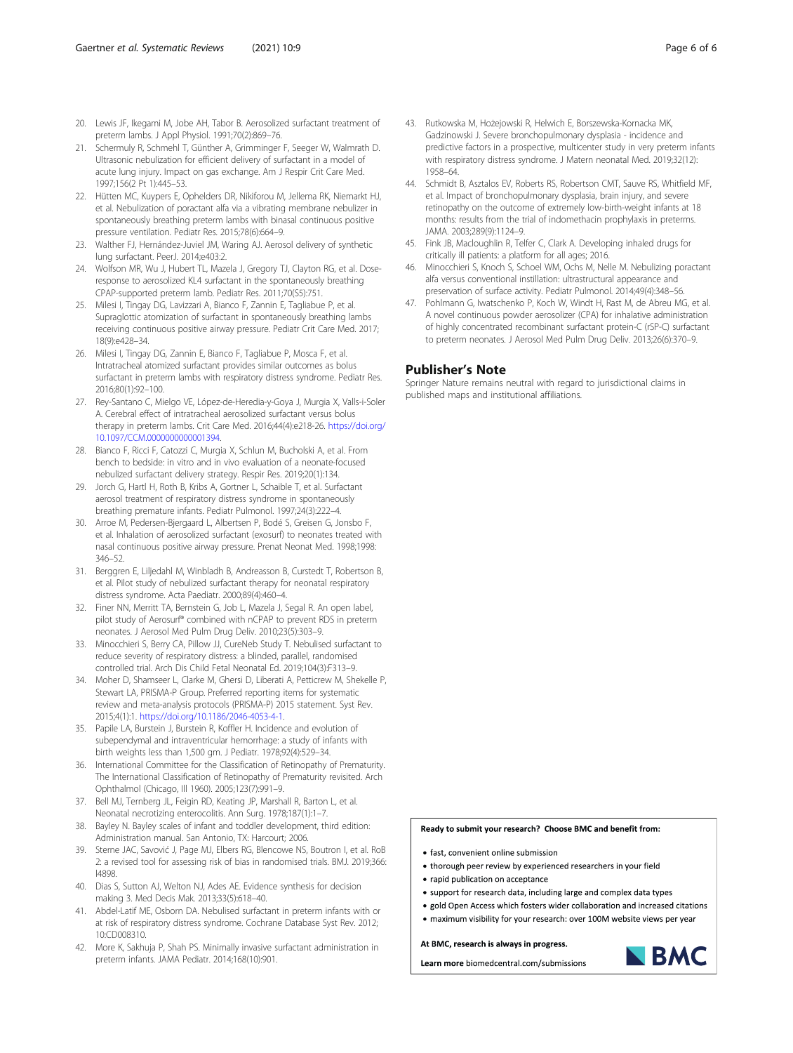20. Lewis JF, Ikegami M, Jobe AH, Tabor B. Aerosolized surfactant treatment of preterm lambs. J Appl Physiol. 1991;70(2):869–76.
21. Schermuly R, Schmehl T, Günther A, Grimminger F, Seeger W, Walmrath D. Ultrasonic nebulization for efficient delivery of surfactant in a model of acute lung injury. Impact on gas exchange. Am J Respir Crit Care Med. 1997;156(2 Pt 1):445–53.
22. Hütten MC, Kuypers E, Ophelders DR, Nikiforou M, Jellema RK, Niemarkt HJ, et al. Nebulization of poractant alfa via a vibrating membrane nebulizer in spontaneously breathing preterm lambs with binasal continuous positive pressure ventilation. Pediatr Res. 2015;78(6):664–9.
23. Walther FJ, Hernández-Juviel JM, Waring AJ. Aerosol delivery of synthetic lung surfactant. PeerJ. 2014;e403:2.
24. Wolfson MR, Wu J, Hubert TL, Mazela J, Gregory TJ, Clayton RG, et al. Dose-response to aerosolized KL4 surfactant in the spontaneously breathing CPAP-supported preterm lamb. Pediatr Res. 2011;70(S5):751.
25. Milesi I, Tingay DG, Lavizzari A, Bianco F, Zannin E, Tagliabue P, et al. Supraglottic atomization of surfactant in spontaneously breathing lambs receiving continuous positive airway pressure. Pediatr Crit Care Med. 2017;18(9):e428–34.
26. Milesi I, Tingay DG, Zannin E, Bianco F, Tagliabue P, Mosca F, et al. Intratracheal atomized surfactant provides similar outcomes as bolus surfactant in preterm lambs with respiratory distress syndrome. Pediatr Res. 2016;80(1):92–100.
27. Rey-Santano C, Mielgo VE, López-de-Heredia-y-Goya J, Murgia X, Valls-i-Soler A. Cerebral effect of intratracheal aerosolized surfactant versus bolus therapy in preterm lambs. Crit Care Med. 2016;44(4):e218-26. https://doi.org/10.1097/CCM.0000000000001394.
28. Bianco F, Ricci F, Catozzi C, Murgia X, Schlun M, Bucholski A, et al. From bench to bedside: in vitro and in vivo evaluation of a neonate-focused nebulized surfactant delivery strategy. Respir Res. 2019;20(1):134.
29. Jorch G, Hartl H, Roth B, Kribs A, Gortner L, Schaible T, et al. Surfactant aerosol treatment of respiratory distress syndrome in spontaneously breathing premature infants. Pediatr Pulmonol. 1997;24(3):222–4.
30. Arroe M, Pedersen-Bjergaard L, Albertsen P, Bodé S, Greisen G, Jonsbo F, et al. Inhalation of aerosolized surfactant (exosurf) to neonates treated with nasal continuous positive airway pressure. Prenat Neonat Med. 1998;1998:346–52.
31. Berggren E, Liljedahl M, Winbladh B, Andreasson B, Curstedt T, Robertson B, et al. Pilot study of nebulized surfactant therapy for neonatal respiratory distress syndrome. Acta Paediatr. 2000;89(4):460–4.
32. Finer NN, Merritt TA, Bernstein G, Job L, Mazela J, Segal R. An open label, pilot study of Aerosurf® combined with nCPAP to prevent RDS in preterm neonates. J Aerosol Med Pulm Drug Deliv. 2010;23(5):303–9.
33. Minocchieri S, Berry CA, Pillow JJ, CureNeb Study T. Nebulised surfactant to reduce severity of respiratory distress: a blinded, parallel, randomised controlled trial. Arch Dis Child Fetal Neonatal Ed. 2019;104(3):F313–9.
34. Moher D, Shamseer L, Clarke M, Ghersi D, Liberati A, Petticrew M, Shekelle P, Stewart LA, PRISMA-P Group. Preferred reporting items for systematic review and meta-analysis protocols (PRISMA-P) 2015 statement. Syst Rev. 2015;4(1):1. https://doi.org/10.1186/2046-4053-4-1.
35. Papile LA, Burstein J, Burstein R, Koffler H. Incidence and evolution of subependymal and intraventricular hemorrhage: a study of infants with birth weights less than 1,500 gm. J Pediatr. 1978;92(4):529–34.
36. International Committee for the Classification of Retinopathy of Prematurity. The International Classification of Retinopathy of Prematurity revisited. Arch Ophthalmol (Chicago, Ill 1960). 2005;123(7):991–9.
37. Bell MJ, Ternberg JL, Feigin RD, Keating JP, Marshall R, Barton L, et al. Neonatal necrotizing enterocolitis. Ann Surg. 1978;187(1):1–7.
38. Bayley N. Bayley scales of infant and toddler development, third edition: Administration manual. San Antonio, TX: Harcourt; 2006.
39. Sterne JAC, Savović J, Page MJ, Elbers RG, Blencowe NS, Boutron I, et al. RoB 2: a revised tool for assessing risk of bias in randomised trials. BMJ. 2019;366:l4898.
40. Dias S, Sutton AJ, Welton NJ, Ades AE. Evidence synthesis for decision making 3. Med Decis Mak. 2013;33(5):618–40.
41. Abdel-Latif ME, Osborn DA. Nebulised surfactant in preterm infants with or at risk of respiratory distress syndrome. Cochrane Database Syst Rev. 2012;10:CD008310.
42. More K, Sakhuja P, Shah PS. Minimally invasive surfactant administration in preterm infants. JAMA Pediatr. 2014;168(10):901.
43. Rutkowska M, Hożejowski R, Helwich E, Borszewska-Kornacka MK, Gadzinowski J. Severe bronchopulmonary dysplasia - incidence and predictive factors in a prospective, multicenter study in very preterm infants with respiratory distress syndrome. J Matern neonatal Med. 2019;32(12):1958–64.
44. Schmidt B, Asztalos EV, Roberts RS, Robertson CMT, Sauve RS, Whitfield MF, et al. Impact of bronchopulmonary dysplasia, brain injury, and severe retinopathy on the outcome of extremely low-birth-weight infants at 18 months: results from the trial of indomethacin prophylaxis in preterms. JAMA. 2003;289(9):1124–9.
45. Fink JB, Macloughlin R, Telfer C, Clark A. Developing inhaled drugs for critically ill patients: a platform for all ages; 2016.
46. Minocchieri S, Knoch S, Schoel WM, Ochs M, Nelle M. Nebulizing poractant alfa versus conventional instillation: ultrastructural appearance and preservation of surface activity. Pediatr Pulmonol. 2014;49(4):348–56.
47. Pohlmann G, Iwatschenko P, Koch W, Windt H, Rast M, de Abreu MG, et al. A novel continuous powder aerosolizer (CPA) for inhalative administration of highly concentrated recombinant surfactant protein-C (rSP-C) surfactant to preterm neonates. J Aerosol Med Pulm Drug Deliv. 2013;26(6):370–9.

## Publisher's Note

Springer Nature remains neutral with regard to jurisdictional claims in published maps and institutional affiliations.

**Ready to submit your research? Choose BMC and benefit from:**

- fast, convenient online submission
- thorough peer review by experienced researchers in your field
- rapid publication on acceptance
- support for research data, including large and complex data types
- gold Open Access which fosters wider collaboration and increased citations
- maximum visibility for your research: over 100M website views per year

**At BMC, research is always in progress.**

**Learn more** biomedcentral.com/submissions

BMC